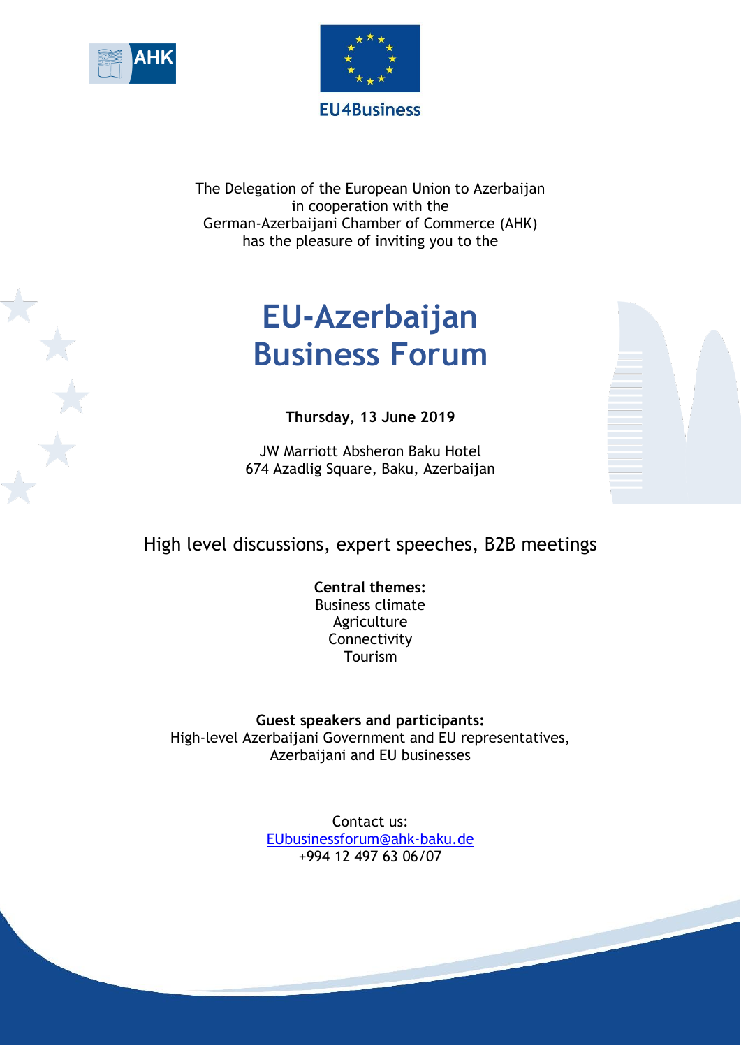AHK

EU4Business

The Delegation of the European Union to Azerbaijan
in cooperation with the
German-Azerbaijani Chamber of Commerce (AHK)
has the pleasure of inviting you to the

# EU-Azerbaijan Business Forum

**Thursday, 13 June 2019**

JW Marriott Absheron Baku Hotel
674 Azadlig Square, Baku, Azerbaijan

High level discussions, expert speeches, B2B meetings

**Central themes:**
Business climate
Agriculture
Connectivity
Tourism

**Guest speakers and participants:**
High-level Azerbaijani Government and EU representatives,
Azerbaijani and EU businesses

Contact us:
EUbusinessforum@ahk-baku.de
+994 12 497 63 06/07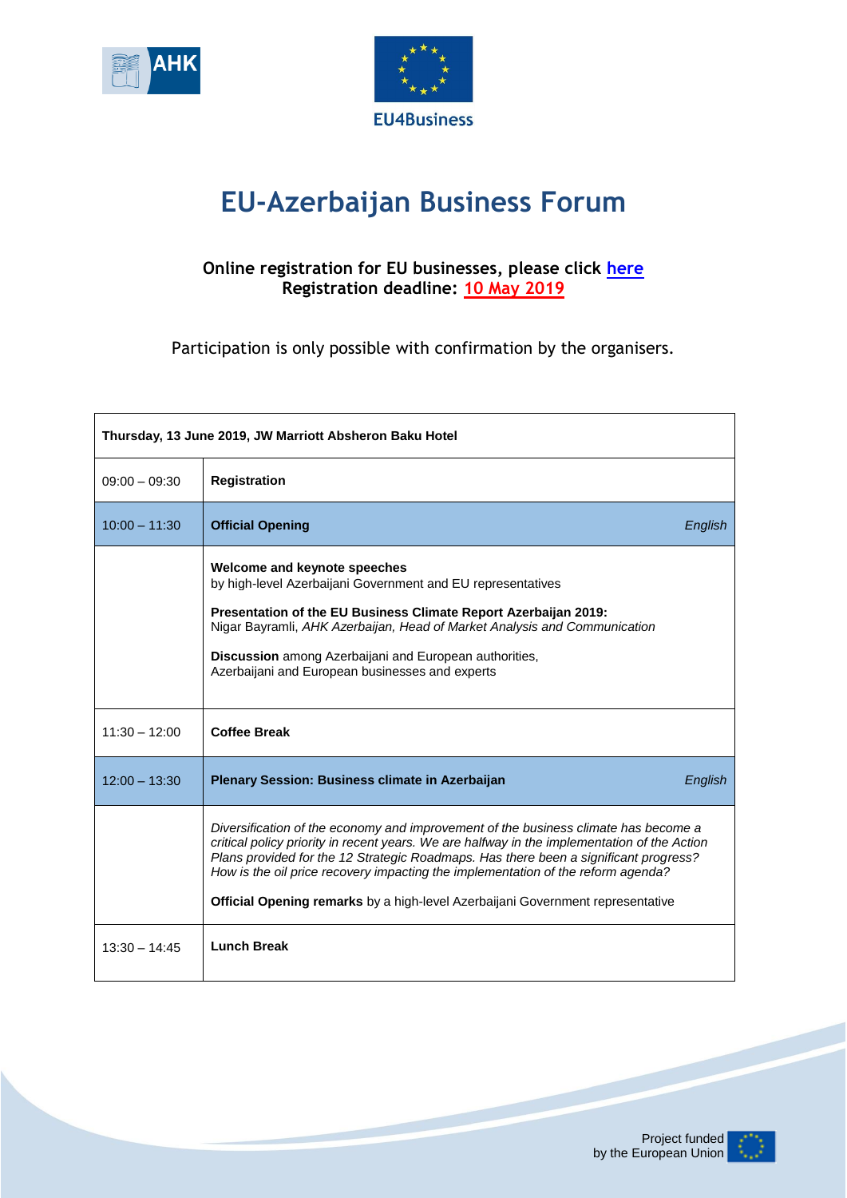# EU-Azerbaijan Business Forum

**Online registration for EU businesses, please click [here](#)**
**Registration deadline: 10 May 2019**

Participation is only possible with confirmation by the organisers.

| **Thursday, 13 June 2019, JW Marriott Absheron Baku Hotel** | |
|---|---|
| 09:00 – 09:30 | **Registration** |
| 10:00 – 11:30 | **Official Opening** *English* |
| | **Welcome and keynote speeches** by high-level Azerbaijani Government and EU representatives<br><br>**Presentation of the EU Business Climate Report Azerbaijan 2019:** Nigar Bayramli, *AHK Azerbaijan, Head of Market Analysis and Communication*<br><br>**Discussion** among Azerbaijani and European authorities, Azerbaijani and European businesses and experts |
| 11:30 – 12:00 | **Coffee Break** |
| 12:00 – 13:30 | **Plenary Session: Business climate in Azerbaijan** *English* |
| | *Diversification of the economy and improvement of the business climate has become a critical policy priority in recent years. We are halfway in the implementation of the Action Plans provided for the 12 Strategic Roadmaps. Has there been a significant progress? How is the oil price recovery impacting the implementation of the reform agenda?*<br><br>**Official Opening remarks** by a high-level Azerbaijani Government representative |
| 13:30 – 14:45 | **Lunch Break** |

Project funded by the European Union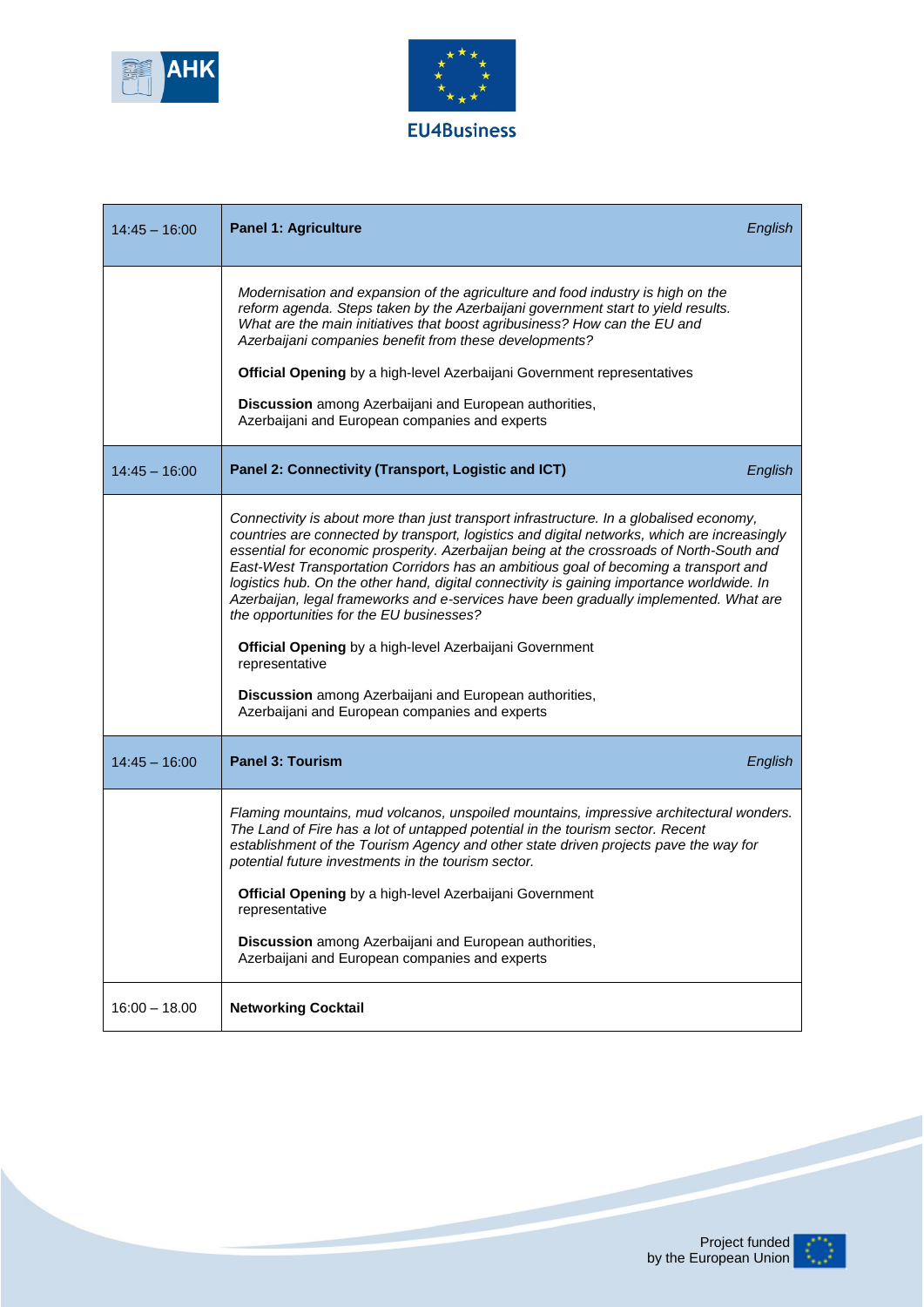| | | |
|---|---|---|
| 14:45 – 16:00 | **Panel 1: Agriculture** | *English* |
| | *Modernisation and expansion of the agriculture and food industry is high on the reform agenda. Steps taken by the Azerbaijani government start to yield results. What are the main initiatives that boost agribusiness? How can the EU and Azerbaijani companies benefit from these developments?*<br><br>**Official Opening** by a high-level Azerbaijani Government representatives<br><br>**Discussion** among Azerbaijani and European authorities, Azerbaijani and European companies and experts | |
| 14:45 – 16:00 | **Panel 2: Connectivity (Transport, Logistic and ICT)** | *English* |
| | *Connectivity is about more than just transport infrastructure. In a globalised economy, countries are connected by transport, logistics and digital networks, which are increasingly essential for economic prosperity. Azerbaijan being at the crossroads of North-South and East-West Transportation Corridors has an ambitious goal of becoming a transport and logistics hub. On the other hand, digital connectivity is gaining importance worldwide. In Azerbaijan, legal frameworks and e-services have been gradually implemented. What are the opportunities for the EU businesses?*<br><br>**Official Opening** by a high-level Azerbaijani Government representative<br><br>**Discussion** among Azerbaijani and European authorities, Azerbaijani and European companies and experts | |
| 14:45 – 16:00 | **Panel 3: Tourism** | *English* |
| | *Flaming mountains, mud volcanos, unspoiled mountains, impressive architectural wonders. The Land of Fire has a lot of untapped potential in the tourism sector. Recent establishment of the Tourism Agency and other state driven projects pave the way for potential future investments in the tourism sector.*<br><br>**Official Opening** by a high-level Azerbaijani Government representative<br><br>**Discussion** among Azerbaijani and European authorities, Azerbaijani and European companies and experts | |
| 16:00 – 18.00 | **Networking Cocktail** | |